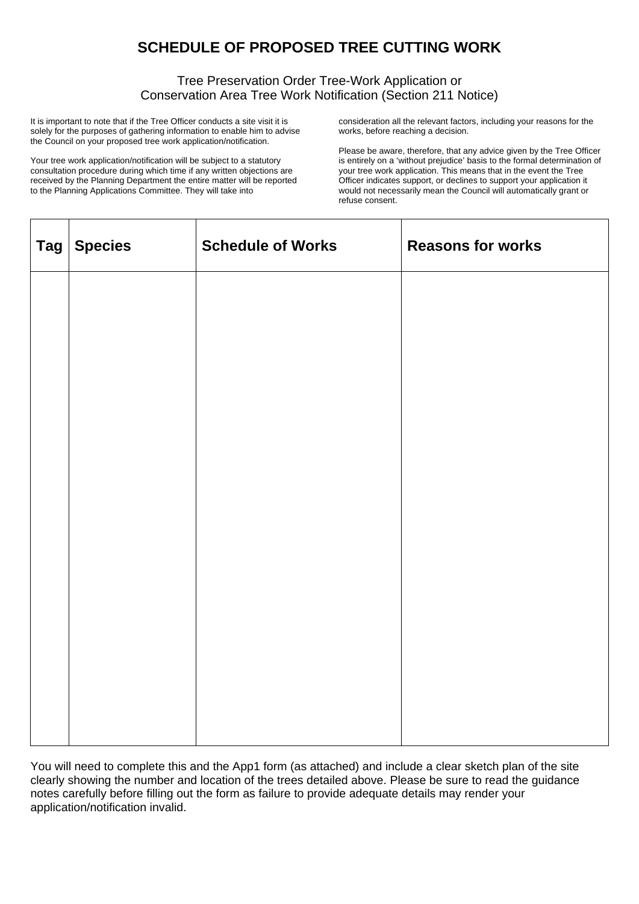# SCHEDULE OF PROPOSED TREE CUTTING WORK

Tree Preservation Order Tree-Work Application or
Conservation Area Tree Work Notification (Section 211 Notice)

It is important to note that if the Tree Officer conducts a site visit it is solely for the purposes of gathering information to enable him to advise the Council on your proposed tree work application/notification.

Your tree work application/notification will be subject to a statutory consultation procedure during which time if any written objections are received by the Planning Department the entire matter will be reported to the Planning Applications Committee. They will take into consideration all the relevant factors, including your reasons for the works, before reaching a decision.

Please be aware, therefore, that any advice given by the Tree Officer is entirely on a 'without prejudice' basis to the formal determination of your tree work application. This means that in the event the Tree Officer indicates support, or declines to support your application it would not necessarily mean the Council will automatically grant or refuse consent.

| Tag | Species | Schedule of Works | Reasons for works |
|---|---|---|---|
| | | | |

You will need to complete this and the App1 form (as attached) and include a clear sketch plan of the site clearly showing the number and location of the trees detailed above. Please be sure to read the guidance notes carefully before filling out the form as failure to provide adequate details may render your application/notification invalid.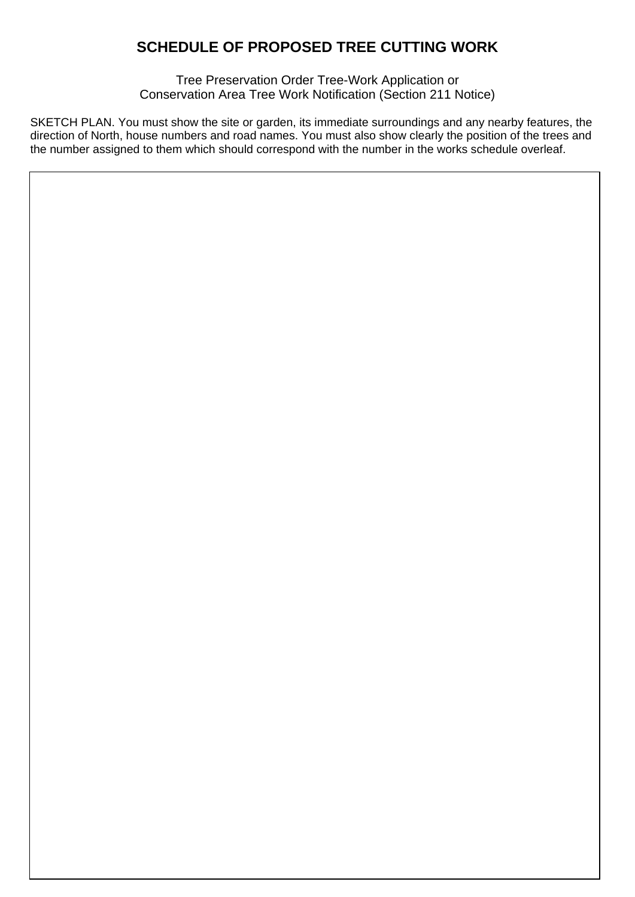# SCHEDULE OF PROPOSED TREE CUTTING WORK

Tree Preservation Order Tree-Work Application or
Conservation Area Tree Work Notification (Section 211 Notice)

SKETCH PLAN. You must show the site or garden, its immediate surroundings and any nearby features, the direction of North, house numbers and road names. You must also show clearly the position of the trees and the number assigned to them which should correspond with the number in the works schedule overleaf.